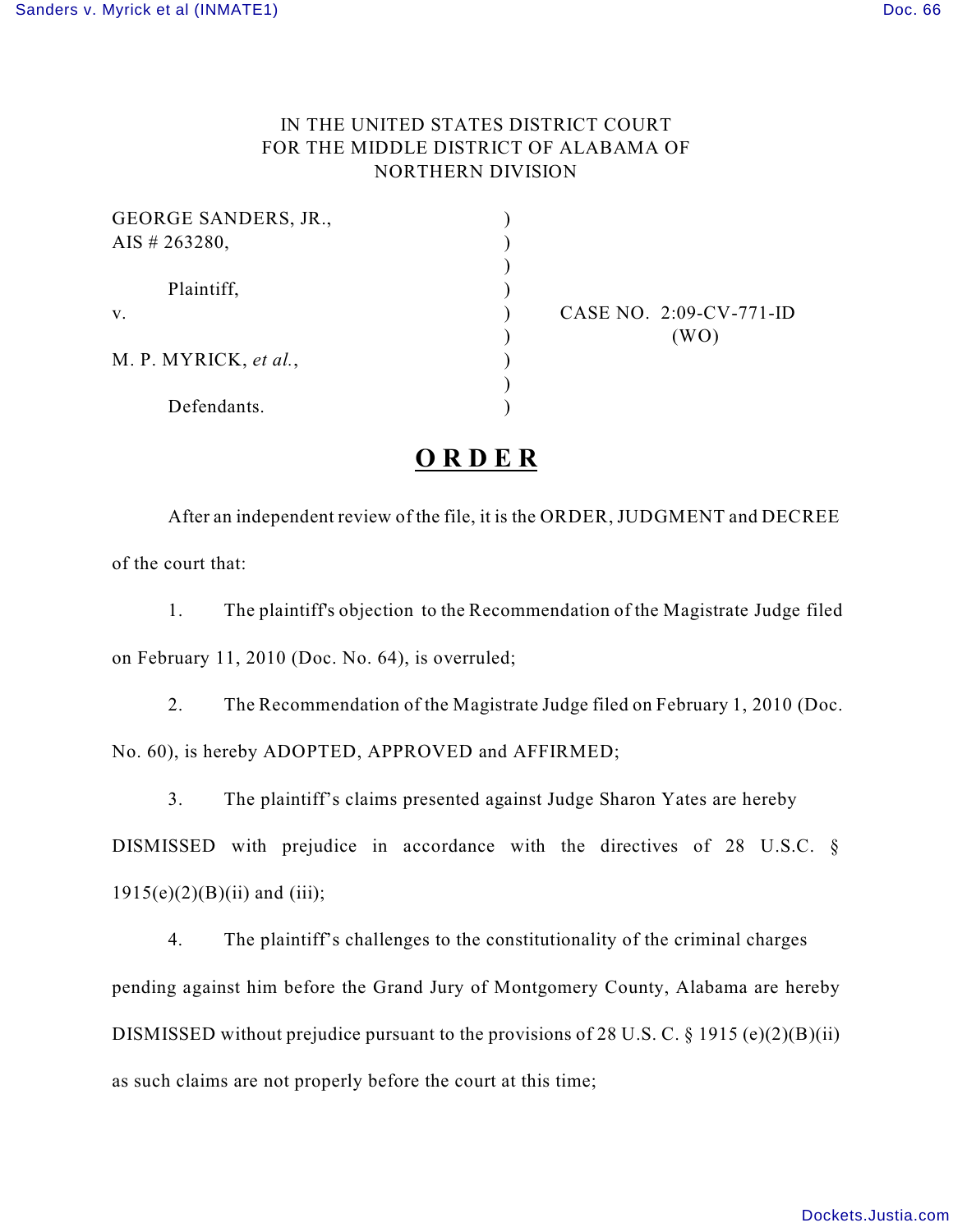IN THE UNITED STATES DISTRICT COURT
FOR THE MIDDLE DISTRICT OF ALABAMA OF
NORTHERN DIVISION

GEORGE SANDERS, JR.,
AIS # 263280,

Plaintiff,

v.

M. P. MYRICK, *et al.*,

Defendants.

CASE NO. 2:09-CV-771-ID
(WO)

# O R D E R

After an independent review of the file, it is the ORDER, JUDGMENT and DECREE of the court that:

1. The plaintiff's objection to the Recommendation of the Magistrate Judge filed on February 11, 2010 (Doc. No. 64), is overruled;

2. The Recommendation of the Magistrate Judge filed on February 1, 2010 (Doc. No. 60), is hereby ADOPTED, APPROVED and AFFIRMED;

3. The plaintiff's claims presented against Judge Sharon Yates are hereby DISMISSED with prejudice in accordance with the directives of 28 U.S.C. § 1915(e)(2)(B)(ii) and (iii);

4. The plaintiff's challenges to the constitutionality of the criminal charges pending against him before the Grand Jury of Montgomery County, Alabama are hereby DISMISSED without prejudice pursuant to the provisions of 28 U.S.C. § 1915 (e)(2)(B)(ii) as such claims are not properly before the court at this time;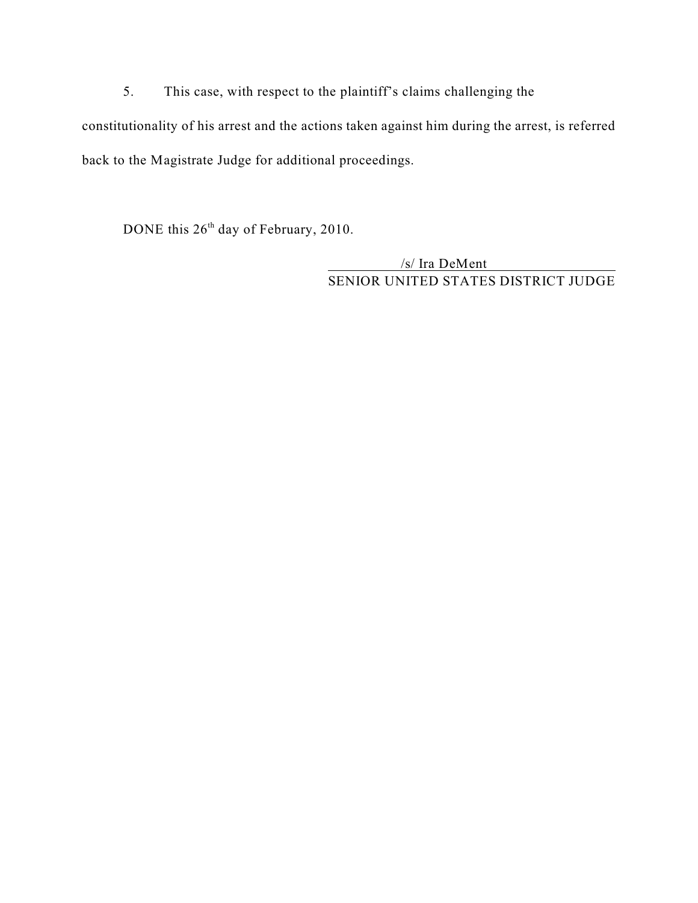5. This case, with respect to the plaintiff's claims challenging the constitutionality of his arrest and the actions taken against him during the arrest, is referred back to the Magistrate Judge for additional proceedings.

DONE this 26th day of February, 2010.

/s/ Ira DeMent
SENIOR UNITED STATES DISTRICT JUDGE